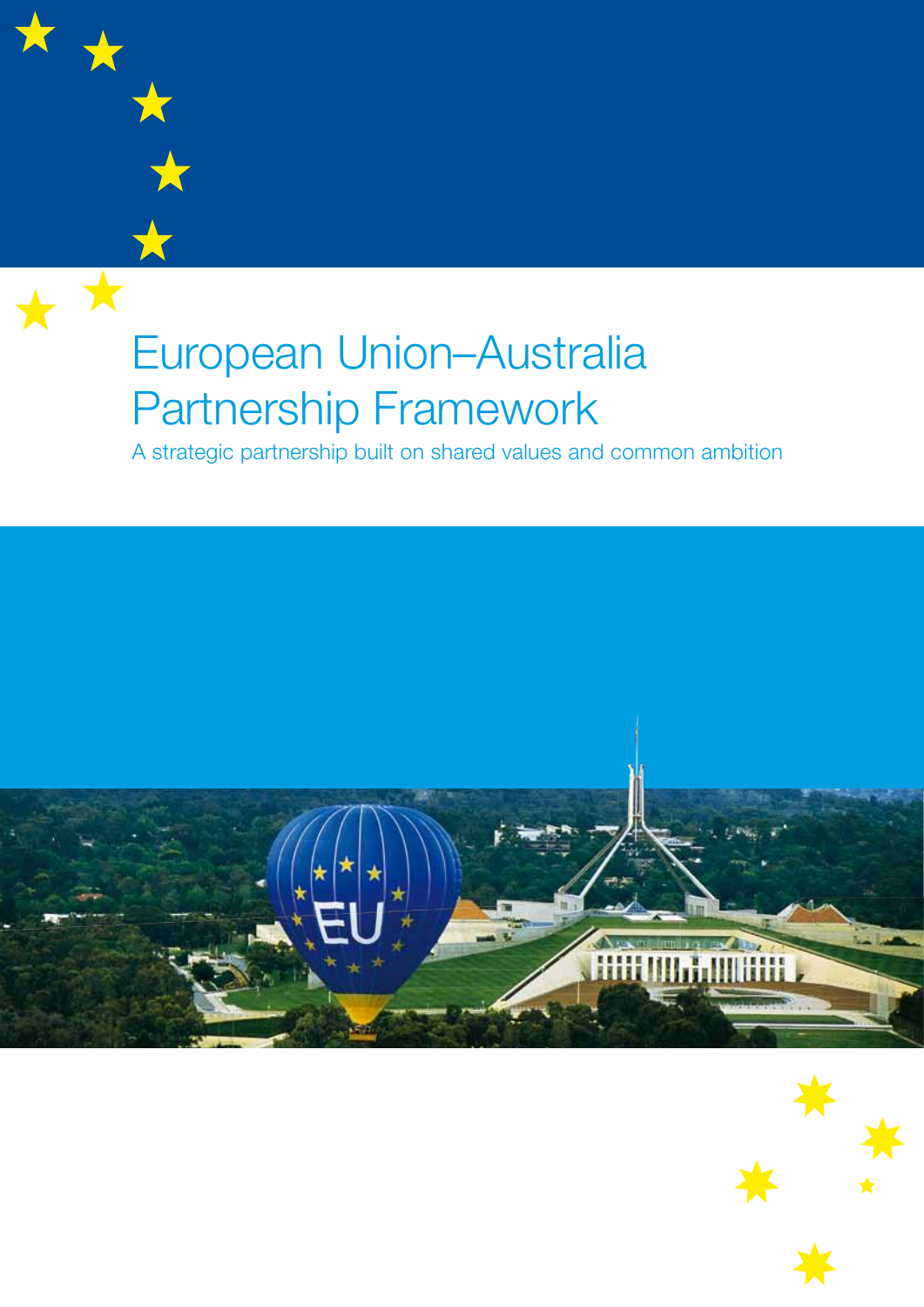# European Union–Australia Partnership Framework

A strategic partnership built on shared values and common ambition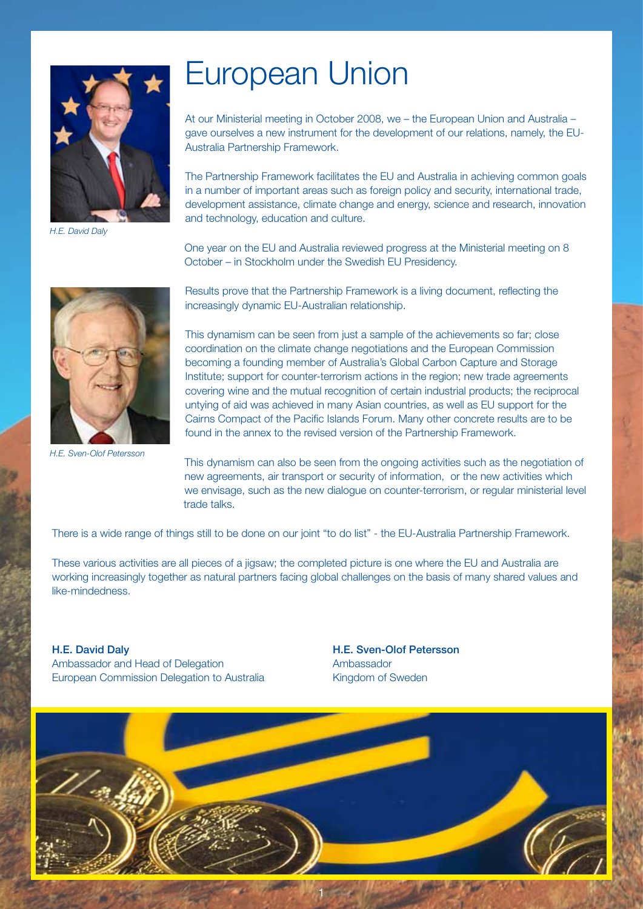# European Union

*H.E. David Daly*

At our Ministerial meeting in October 2008, we – the European Union and Australia – gave ourselves a new instrument for the development of our relations, namely, the EU-Australia Partnership Framework.

The Partnership Framework facilitates the EU and Australia in achieving common goals in a number of important areas such as foreign policy and security, international trade, development assistance, climate change and energy, science and research, innovation and technology, education and culture.

One year on the EU and Australia reviewed progress at the Ministerial meeting on 8 October – in Stockholm under the Swedish EU Presidency.

*H.E. Sven-Olof Petersson*

Results prove that the Partnership Framework is a living document, reflecting the increasingly dynamic EU-Australian relationship.

This dynamism can be seen from just a sample of the achievements so far; close coordination on the climate change negotiations and the European Commission becoming a founding member of Australia's Global Carbon Capture and Storage Institute; support for counter-terrorism actions in the region; new trade agreements covering wine and the mutual recognition of certain industrial products; the reciprocal untying of aid was achieved in many Asian countries, as well as EU support for the Cairns Compact of the Pacific Islands Forum. Many other concrete results are to be found in the annex to the revised version of the Partnership Framework.

This dynamism can also be seen from the ongoing activities such as the negotiation of new agreements, air transport or security of information, or the new activities which we envisage, such as the new dialogue on counter-terrorism, or regular ministerial level trade talks.

There is a wide range of things still to be done on our joint "to do list" - the EU-Australia Partnership Framework.

These various activities are all pieces of a jigsaw; the completed picture is one where the EU and Australia are working increasingly together as natural partners facing global challenges on the basis of many shared values and like-mindedness.

**H.E. David Daly**
Ambassador and Head of Delegation
European Commission Delegation to Australia

**H.E. Sven-Olof Petersson**
Ambassador
Kingdom of Sweden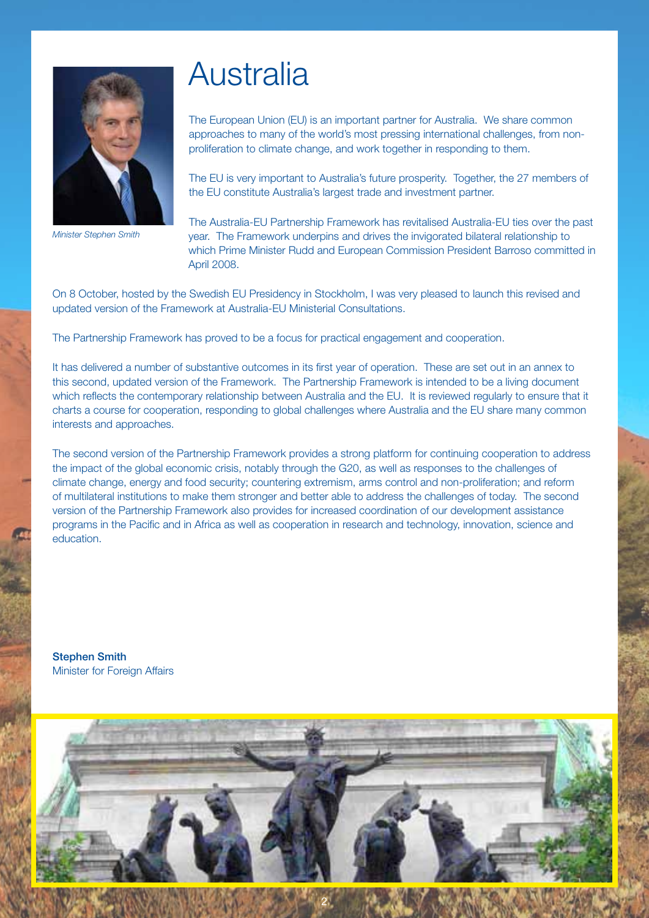# Australia

*Minister Stephen Smith*

The European Union (EU) is an important partner for Australia. We share common approaches to many of the world's most pressing international challenges, from non-proliferation to climate change, and work together in responding to them.

The EU is very important to Australia's future prosperity. Together, the 27 members of the EU constitute Australia's largest trade and investment partner.

The Australia-EU Partnership Framework has revitalised Australia-EU ties over the past year. The Framework underpins and drives the invigorated bilateral relationship to which Prime Minister Rudd and European Commission President Barroso committed in April 2008.

On 8 October, hosted by the Swedish EU Presidency in Stockholm, I was very pleased to launch this revised and updated version of the Framework at Australia-EU Ministerial Consultations.

The Partnership Framework has proved to be a focus for practical engagement and cooperation.

It has delivered a number of substantive outcomes in its first year of operation. These are set out in an annex to this second, updated version of the Framework. The Partnership Framework is intended to be a living document which reflects the contemporary relationship between Australia and the EU. It is reviewed regularly to ensure that it charts a course for cooperation, responding to global challenges where Australia and the EU share many common interests and approaches.

The second version of the Partnership Framework provides a strong platform for continuing cooperation to address the impact of the global economic crisis, notably through the G20, as well as responses to the challenges of climate change, energy and food security; countering extremism, arms control and non-proliferation; and reform of multilateral institutions to make them stronger and better able to address the challenges of today. The second version of the Partnership Framework also provides for increased coordination of our development assistance programs in the Pacific and in Africa as well as cooperation in research and technology, innovation, science and education.

**Stephen Smith**
Minister for Foreign Affairs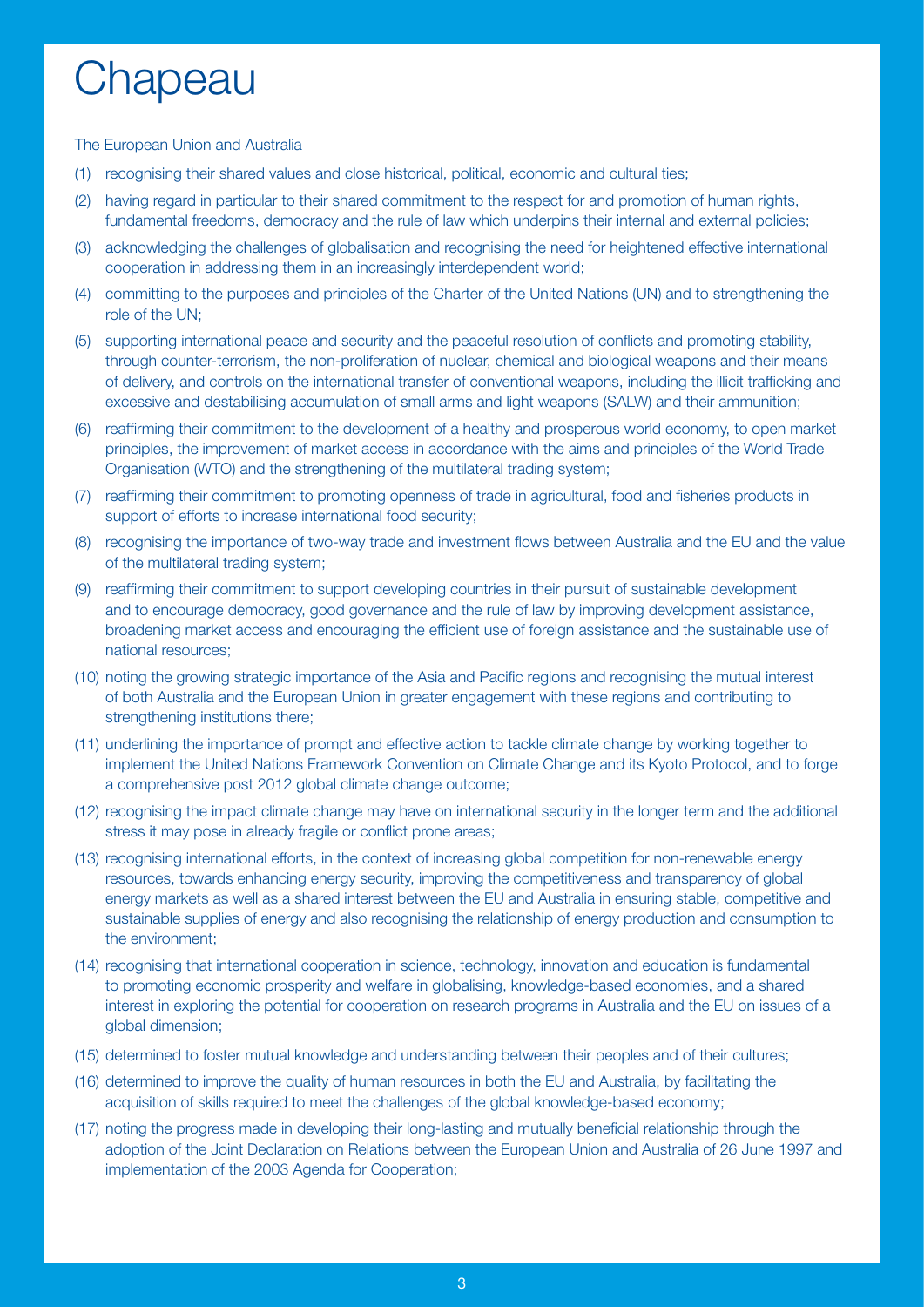# Chapeau

The European Union and Australia

(1) recognising their shared values and close historical, political, economic and cultural ties;

(2) having regard in particular to their shared commitment to the respect for and promotion of human rights, fundamental freedoms, democracy and the rule of law which underpins their internal and external policies;

(3) acknowledging the challenges of globalisation and recognising the need for heightened effective international cooperation in addressing them in an increasingly interdependent world;

(4) committing to the purposes and principles of the Charter of the United Nations (UN) and to strengthening the role of the UN;

(5) supporting international peace and security and the peaceful resolution of conflicts and promoting stability, through counter-terrorism, the non-proliferation of nuclear, chemical and biological weapons and their means of delivery, and controls on the international transfer of conventional weapons, including the illicit trafficking and excessive and destabilising accumulation of small arms and light weapons (SALW) and their ammunition;

(6) reaffirming their commitment to the development of a healthy and prosperous world economy, to open market principles, the improvement of market access in accordance with the aims and principles of the World Trade Organisation (WTO) and the strengthening of the multilateral trading system;

(7) reaffirming their commitment to promoting openness of trade in agricultural, food and fisheries products in support of efforts to increase international food security;

(8) recognising the importance of two-way trade and investment flows between Australia and the EU and the value of the multilateral trading system;

(9) reaffirming their commitment to support developing countries in their pursuit of sustainable development and to encourage democracy, good governance and the rule of law by improving development assistance, broadening market access and encouraging the efficient use of foreign assistance and the sustainable use of national resources;

(10) noting the growing strategic importance of the Asia and Pacific regions and recognising the mutual interest of both Australia and the European Union in greater engagement with these regions and contributing to strengthening institutions there;

(11) underlining the importance of prompt and effective action to tackle climate change by working together to implement the United Nations Framework Convention on Climate Change and its Kyoto Protocol, and to forge a comprehensive post 2012 global climate change outcome;

(12) recognising the impact climate change may have on international security in the longer term and the additional stress it may pose in already fragile or conflict prone areas;

(13) recognising international efforts, in the context of increasing global competition for non-renewable energy resources, towards enhancing energy security, improving the competitiveness and transparency of global energy markets as well as a shared interest between the EU and Australia in ensuring stable, competitive and sustainable supplies of energy and also recognising the relationship of energy production and consumption to the environment;

(14) recognising that international cooperation in science, technology, innovation and education is fundamental to promoting economic prosperity and welfare in globalising, knowledge-based economies, and a shared interest in exploring the potential for cooperation on research programs in Australia and the EU on issues of a global dimension;

(15) determined to foster mutual knowledge and understanding between their peoples and of their cultures;

(16) determined to improve the quality of human resources in both the EU and Australia, by facilitating the acquisition of skills required to meet the challenges of the global knowledge-based economy;

(17) noting the progress made in developing their long-lasting and mutually beneficial relationship through the adoption of the Joint Declaration on Relations between the European Union and Australia of 26 June 1997 and implementation of the 2003 Agenda for Cooperation;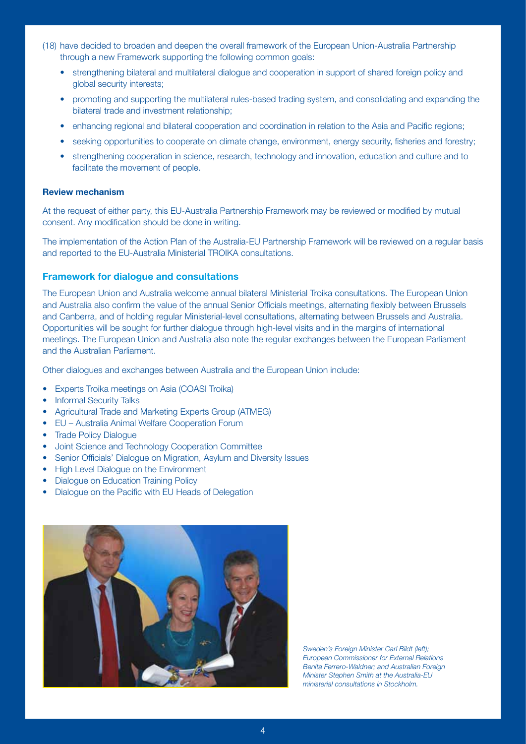(18) have decided to broaden and deepen the overall framework of the European Union-Australia Partnership through a new Framework supporting the following common goals:

- strengthening bilateral and multilateral dialogue and cooperation in support of shared foreign policy and global security interests;
- promoting and supporting the multilateral rules-based trading system, and consolidating and expanding the bilateral trade and investment relationship;
- enhancing regional and bilateral cooperation and coordination in relation to the Asia and Pacific regions;
- seeking opportunities to cooperate on climate change, environment, energy security, fisheries and forestry;
- strengthening cooperation in science, research, technology and innovation, education and culture and to facilitate the movement of people.

**Review mechanism**

At the request of either party, this EU-Australia Partnership Framework may be reviewed or modified by mutual consent. Any modification should be done in writing.

The implementation of the Action Plan of the Australia-EU Partnership Framework will be reviewed on a regular basis and reported to the EU-Australia Ministerial TROIKA consultations.

## Framework for dialogue and consultations

The European Union and Australia welcome annual bilateral Ministerial Troika consultations. The European Union and Australia also confirm the value of the annual Senior Officials meetings, alternating flexibly between Brussels and Canberra, and of holding regular Ministerial-level consultations, alternating between Brussels and Australia. Opportunities will be sought for further dialogue through high-level visits and in the margins of international meetings. The European Union and Australia also note the regular exchanges between the European Parliament and the Australian Parliament.

Other dialogues and exchanges between Australia and the European Union include:

- Experts Troika meetings on Asia (COASI Troika)
- Informal Security Talks
- Agricultural Trade and Marketing Experts Group (ATMEG)
- EU – Australia Animal Welfare Cooperation Forum
- Trade Policy Dialogue
- Joint Science and Technology Cooperation Committee
- Senior Officials' Dialogue on Migration, Asylum and Diversity Issues
- High Level Dialogue on the Environment
- Dialogue on Education Training Policy
- Dialogue on the Pacific with EU Heads of Delegation

*Sweden's Foreign Minister Carl Bildt (left); European Commissioner for External Relations Benita Ferrero-Waldner; and Australian Foreign Minister Stephen Smith at the Australia-EU ministerial consultations in Stockholm.*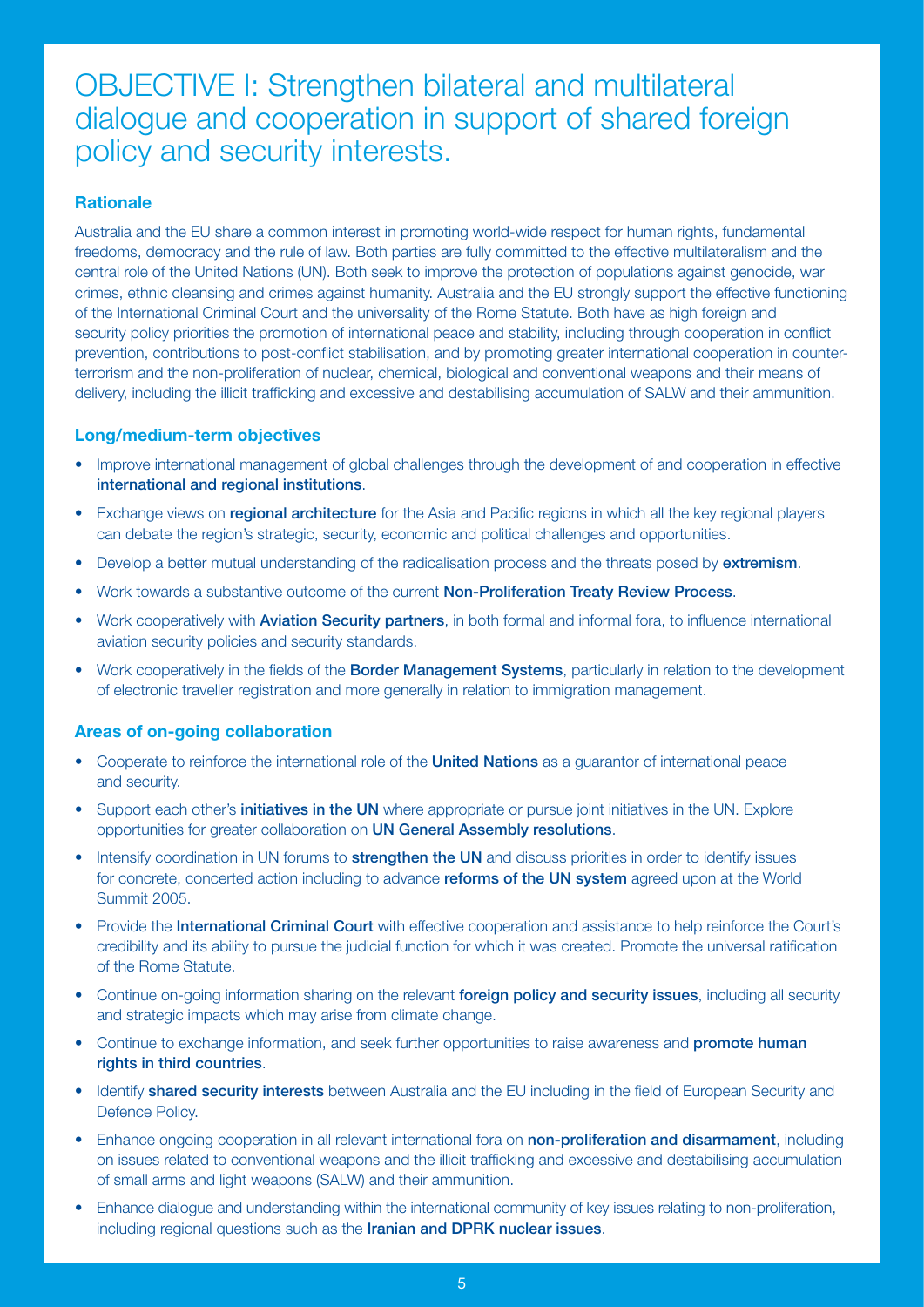# OBJECTIVE I: Strengthen bilateral and multilateral dialogue and cooperation in support of shared foreign policy and security interests.

### Rationale

Australia and the EU share a common interest in promoting world-wide respect for human rights, fundamental freedoms, democracy and the rule of law. Both parties are fully committed to the effective multilateralism and the central role of the United Nations (UN). Both seek to improve the protection of populations against genocide, war crimes, ethnic cleansing and crimes against humanity. Australia and the EU strongly support the effective functioning of the International Criminal Court and the universality of the Rome Statute. Both have as high foreign and security policy priorities the promotion of international peace and stability, including through cooperation in conflict prevention, contributions to post-conflict stabilisation, and by promoting greater international cooperation in counter-terrorism and the non-proliferation of nuclear, chemical, biological and conventional weapons and their means of delivery, including the illicit trafficking and excessive and destabilising accumulation of SALW and their ammunition.

### Long/medium-term objectives

- Improve international management of global challenges through the development of and cooperation in effective **international and regional institutions**.
- Exchange views on **regional architecture** for the Asia and Pacific regions in which all the key regional players can debate the region's strategic, security, economic and political challenges and opportunities.
- Develop a better mutual understanding of the radicalisation process and the threats posed by **extremism**.
- Work towards a substantive outcome of the current **Non-Proliferation Treaty Review Process**.
- Work cooperatively with **Aviation Security partners**, in both formal and informal fora, to influence international aviation security policies and security standards.
- Work cooperatively in the fields of the **Border Management Systems**, particularly in relation to the development of electronic traveller registration and more generally in relation to immigration management.

### Areas of on-going collaboration

- Cooperate to reinforce the international role of the **United Nations** as a guarantor of international peace and security.
- Support each other's **initiatives in the UN** where appropriate or pursue joint initiatives in the UN. Explore opportunities for greater collaboration on **UN General Assembly resolutions**.
- Intensify coordination in UN forums to **strengthen the UN** and discuss priorities in order to identify issues for concrete, concerted action including to advance **reforms of the UN system** agreed upon at the World Summit 2005.
- Provide the **International Criminal Court** with effective cooperation and assistance to help reinforce the Court's credibility and its ability to pursue the judicial function for which it was created. Promote the universal ratification of the Rome Statute.
- Continue on-going information sharing on the relevant **foreign policy and security issues**, including all security and strategic impacts which may arise from climate change.
- Continue to exchange information, and seek further opportunities to raise awareness and **promote human rights in third countries**.
- Identify **shared security interests** between Australia and the EU including in the field of European Security and Defence Policy.
- Enhance ongoing cooperation in all relevant international fora on **non-proliferation and disarmament**, including on issues related to conventional weapons and the illicit trafficking and excessive and destabilising accumulation of small arms and light weapons (SALW) and their ammunition.
- Enhance dialogue and understanding within the international community of key issues relating to non-proliferation, including regional questions such as the **Iranian and DPRK nuclear issues**.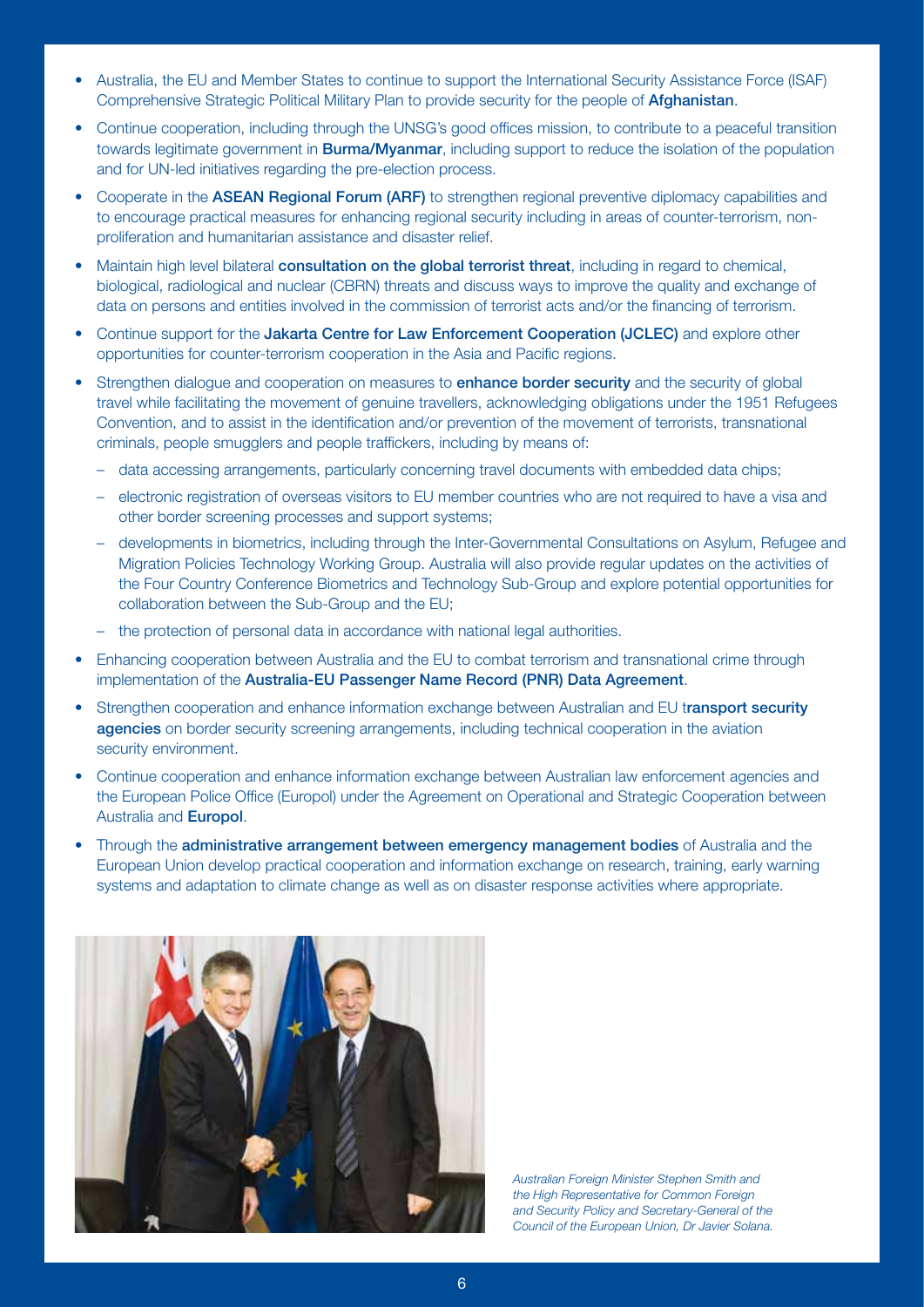- Australia, the EU and Member States to continue to support the International Security Assistance Force (ISAF) Comprehensive Strategic Political Military Plan to provide security for the people of **Afghanistan**.
- Continue cooperation, including through the UNSG's good offices mission, to contribute to a peaceful transition towards legitimate government in **Burma/Myanmar**, including support to reduce the isolation of the population and for UN-led initiatives regarding the pre-election process.
- Cooperate in the **ASEAN Regional Forum (ARF)** to strengthen regional preventive diplomacy capabilities and to encourage practical measures for enhancing regional security including in areas of counter-terrorism, non-proliferation and humanitarian assistance and disaster relief.
- Maintain high level bilateral **consultation on the global terrorist threat**, including in regard to chemical, biological, radiological and nuclear (CBRN) threats and discuss ways to improve the quality and exchange of data on persons and entities involved in the commission of terrorist acts and/or the financing of terrorism.
- Continue support for the **Jakarta Centre for Law Enforcement Cooperation (JCLEC)** and explore other opportunities for counter-terrorism cooperation in the Asia and Pacific regions.
- Strengthen dialogue and cooperation on measures to **enhance border security** and the security of global travel while facilitating the movement of genuine travellers, acknowledging obligations under the 1951 Refugees Convention, and to assist in the identification and/or prevention of the movement of terrorists, transnational criminals, people smugglers and people traffickers, including by means of:
  - data accessing arrangements, particularly concerning travel documents with embedded data chips;
  - electronic registration of overseas visitors to EU member countries who are not required to have a visa and other border screening processes and support systems;
  - developments in biometrics, including through the Inter-Governmental Consultations on Asylum, Refugee and Migration Policies Technology Working Group. Australia will also provide regular updates on the activities of the Four Country Conference Biometrics and Technology Sub-Group and explore potential opportunities for collaboration between the Sub-Group and the EU;
  - the protection of personal data in accordance with national legal authorities.
- Enhancing cooperation between Australia and the EU to combat terrorism and transnational crime through implementation of the **Australia-EU Passenger Name Record (PNR) Data Agreement**.
- Strengthen cooperation and enhance information exchange between Australian and EU t**ransport security agencies** on border security screening arrangements, including technical cooperation in the aviation security environment.
- Continue cooperation and enhance information exchange between Australian law enforcement agencies and the European Police Office (Europol) under the Agreement on Operational and Strategic Cooperation between Australia and **Europol**.
- Through the **administrative arrangement between emergency management bodies** of Australia and the European Union develop practical cooperation and information exchange on research, training, early warning systems and adaptation to climate change as well as on disaster response activities where appropriate.

*Australian Foreign Minister Stephen Smith and the High Representative for Common Foreign and Security Policy and Secretary-General of the Council of the European Union, Dr Javier Solana.*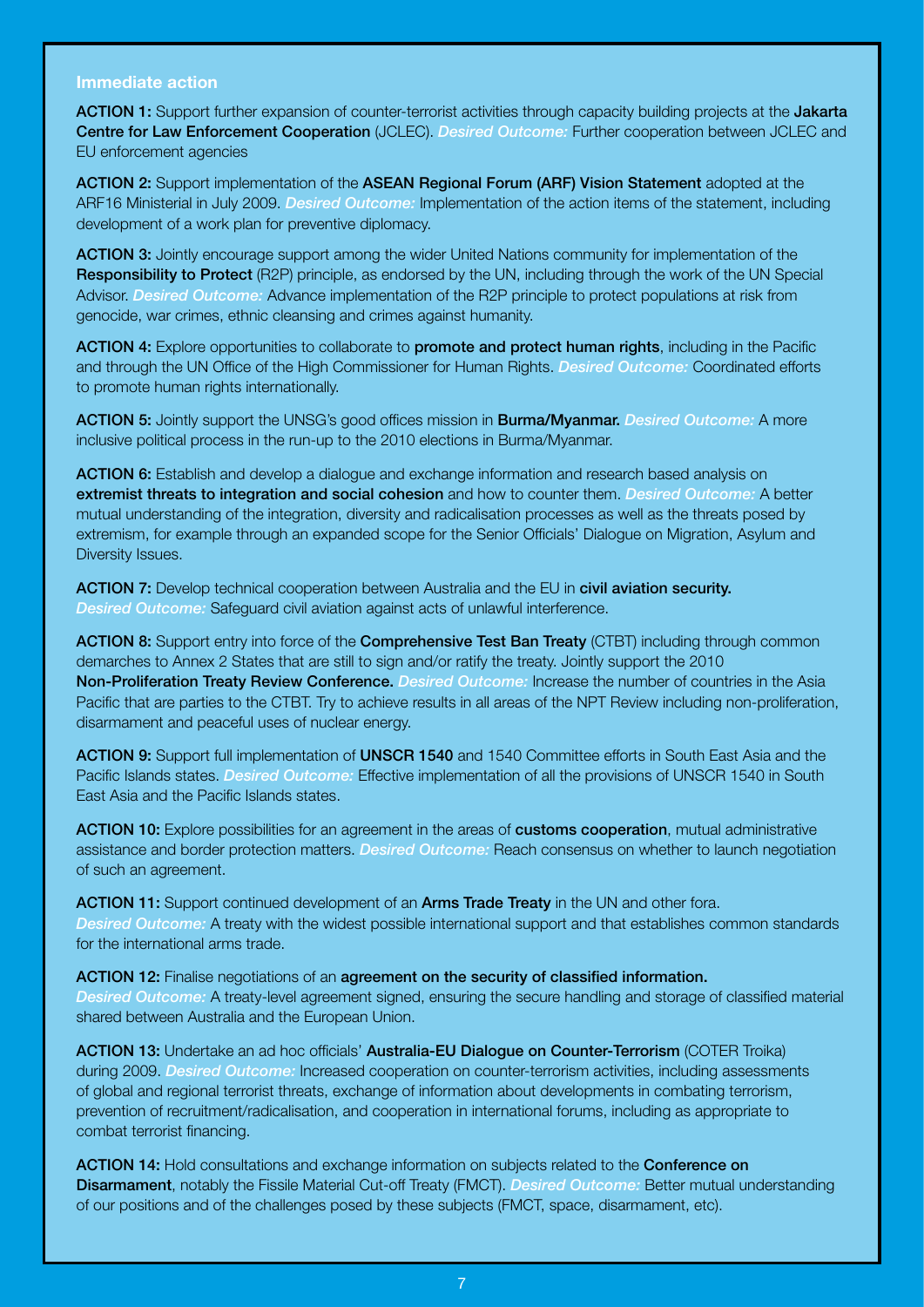### Immediate action

**ACTION 1:** Support further expansion of counter-terrorist activities through capacity building projects at the **Jakarta Centre for Law Enforcement Cooperation** (JCLEC). *Desired Outcome:* Further cooperation between JCLEC and EU enforcement agencies

**ACTION 2:** Support implementation of the **ASEAN Regional Forum (ARF) Vision Statement** adopted at the ARF16 Ministerial in July 2009. *Desired Outcome:* Implementation of the action items of the statement, including development of a work plan for preventive diplomacy.

**ACTION 3:** Jointly encourage support among the wider United Nations community for implementation of the **Responsibility to Protect** (R2P) principle, as endorsed by the UN, including through the work of the UN Special Advisor. *Desired Outcome:* Advance implementation of the R2P principle to protect populations at risk from genocide, war crimes, ethnic cleansing and crimes against humanity.

**ACTION 4:** Explore opportunities to collaborate to **promote and protect human rights**, including in the Pacific and through the UN Office of the High Commissioner for Human Rights. *Desired Outcome:* Coordinated efforts to promote human rights internationally.

**ACTION 5:** Jointly support the UNSG's good offices mission in **Burma/Myanmar.** *Desired Outcome:* A more inclusive political process in the run-up to the 2010 elections in Burma/Myanmar.

**ACTION 6:** Establish and develop a dialogue and exchange information and research based analysis on **extremist threats to integration and social cohesion** and how to counter them. *Desired Outcome:* A better mutual understanding of the integration, diversity and radicalisation processes as well as the threats posed by extremism, for example through an expanded scope for the Senior Officials' Dialogue on Migration, Asylum and Diversity Issues.

**ACTION 7:** Develop technical cooperation between Australia and the EU in **civil aviation security.** *Desired Outcome:* Safeguard civil aviation against acts of unlawful interference.

**ACTION 8:** Support entry into force of the **Comprehensive Test Ban Treaty** (CTBT) including through common demarches to Annex 2 States that are still to sign and/or ratify the treaty. Jointly support the 2010 **Non-Proliferation Treaty Review Conference.** *Desired Outcome:* Increase the number of countries in the Asia Pacific that are parties to the CTBT. Try to achieve results in all areas of the NPT Review including non-proliferation, disarmament and peaceful uses of nuclear energy.

**ACTION 9:** Support full implementation of **UNSCR 1540** and 1540 Committee efforts in South East Asia and the Pacific Islands states. *Desired Outcome:* Effective implementation of all the provisions of UNSCR 1540 in South East Asia and the Pacific Islands states.

**ACTION 10:** Explore possibilities for an agreement in the areas of **customs cooperation**, mutual administrative assistance and border protection matters. *Desired Outcome:* Reach consensus on whether to launch negotiation of such an agreement.

**ACTION 11:** Support continued development of an **Arms Trade Treaty** in the UN and other fora. *Desired Outcome:* A treaty with the widest possible international support and that establishes common standards for the international arms trade.

**ACTION 12:** Finalise negotiations of an **agreement on the security of classified information.** *Desired Outcome:* A treaty-level agreement signed, ensuring the secure handling and storage of classified material shared between Australia and the European Union.

**ACTION 13:** Undertake an ad hoc officials' **Australia-EU Dialogue on Counter-Terrorism** (COTER Troika) during 2009. *Desired Outcome:* Increased cooperation on counter-terrorism activities, including assessments of global and regional terrorist threats, exchange of information about developments in combating terrorism, prevention of recruitment/radicalisation, and cooperation in international forums, including as appropriate to combat terrorist financing.

**ACTION 14:** Hold consultations and exchange information on subjects related to the **Conference on Disarmament**, notably the Fissile Material Cut-off Treaty (FMCT). *Desired Outcome:* Better mutual understanding of our positions and of the challenges posed by these subjects (FMCT, space, disarmament, etc).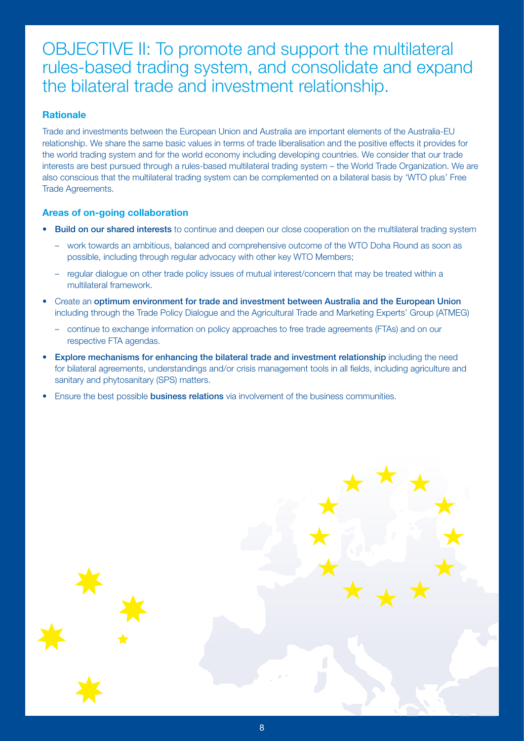# OBJECTIVE II: To promote and support the multilateral rules-based trading system, and consolidate and expand the bilateral trade and investment relationship.

### Rationale

Trade and investments between the European Union and Australia are important elements of the Australia-EU relationship. We share the same basic values in terms of trade liberalisation and the positive effects it provides for the world trading system and for the world economy including developing countries. We consider that our trade interests are best pursued through a rules-based multilateral trading system – the World Trade Organization. We are also conscious that the multilateral trading system can be complemented on a bilateral basis by 'WTO plus' Free Trade Agreements.

### Areas of on-going collaboration

- **Build on our shared interests** to continue and deepen our close cooperation on the multilateral trading system
  - work towards an ambitious, balanced and comprehensive outcome of the WTO Doha Round as soon as possible, including through regular advocacy with other key WTO Members;
  - regular dialogue on other trade policy issues of mutual interest/concern that may be treated within a multilateral framework.
- Create an **optimum environment for trade and investment between Australia and the European Union** including through the Trade Policy Dialogue and the Agricultural Trade and Marketing Experts' Group (ATMEG)
  - continue to exchange information on policy approaches to free trade agreements (FTAs) and on our respective FTA agendas.
- **Explore mechanisms for enhancing the bilateral trade and investment relationship** including the need for bilateral agreements, understandings and/or crisis management tools in all fields, including agriculture and sanitary and phytosanitary (SPS) matters.
- Ensure the best possible **business relations** via involvement of the business communities.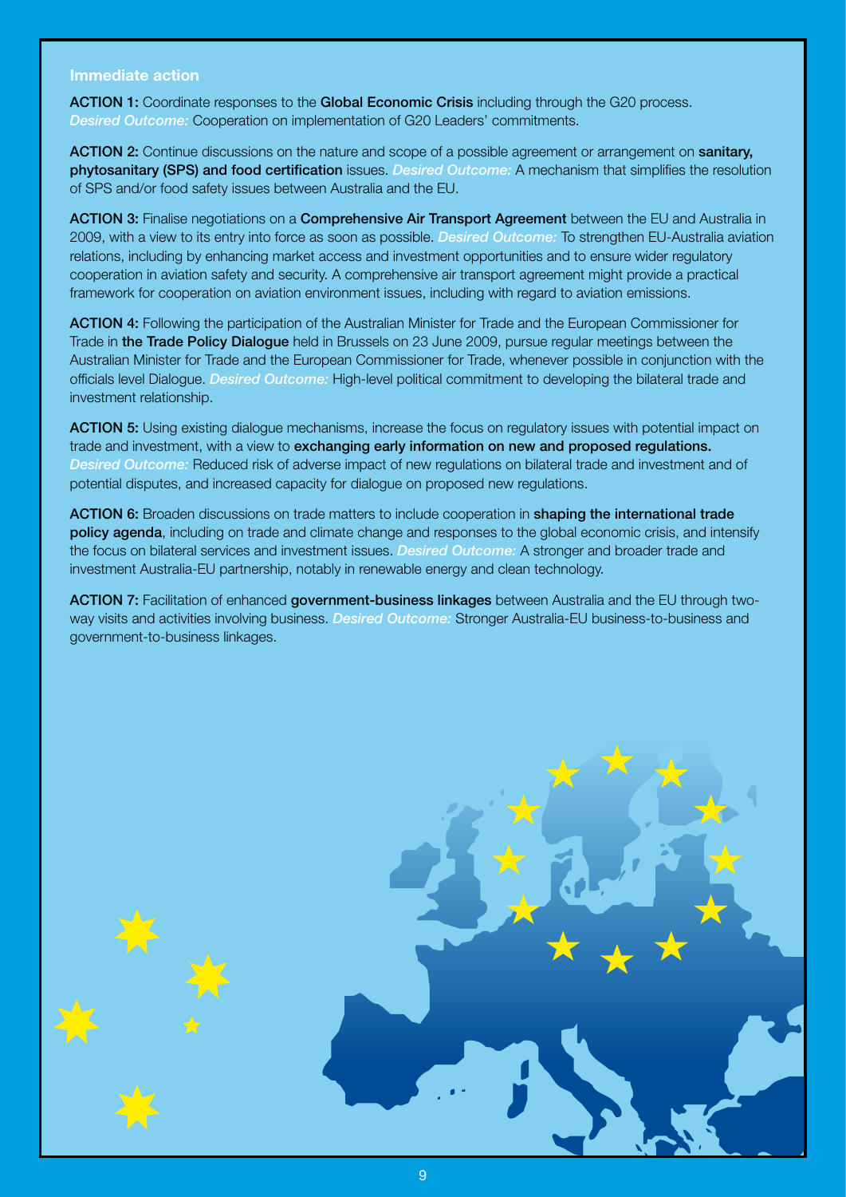### Immediate action

**ACTION 1:** Coordinate responses to the **Global Economic Crisis** including through the G20 process. *Desired Outcome:* Cooperation on implementation of G20 Leaders' commitments.

**ACTION 2:** Continue discussions on the nature and scope of a possible agreement or arrangement on **sanitary, phytosanitary (SPS) and food certification** issues. *Desired Outcome:* A mechanism that simplifies the resolution of SPS and/or food safety issues between Australia and the EU.

**ACTION 3:** Finalise negotiations on a **Comprehensive Air Transport Agreement** between the EU and Australia in 2009, with a view to its entry into force as soon as possible. *Desired Outcome:* To strengthen EU-Australia aviation relations, including by enhancing market access and investment opportunities and to ensure wider regulatory cooperation in aviation safety and security. A comprehensive air transport agreement might provide a practical framework for cooperation on aviation environment issues, including with regard to aviation emissions.

**ACTION 4:** Following the participation of the Australian Minister for Trade and the European Commissioner for Trade in **the Trade Policy Dialogue** held in Brussels on 23 June 2009, pursue regular meetings between the Australian Minister for Trade and the European Commissioner for Trade, whenever possible in conjunction with the officials level Dialogue. *Desired Outcome:* High-level political commitment to developing the bilateral trade and investment relationship.

**ACTION 5:** Using existing dialogue mechanisms, increase the focus on regulatory issues with potential impact on trade and investment, with a view to **exchanging early information on new and proposed regulations.** *Desired Outcome:* Reduced risk of adverse impact of new regulations on bilateral trade and investment and of potential disputes, and increased capacity for dialogue on proposed new regulations.

**ACTION 6:** Broaden discussions on trade matters to include cooperation in **shaping the international trade policy agenda**, including on trade and climate change and responses to the global economic crisis, and intensify the focus on bilateral services and investment issues. *Desired Outcome:* A stronger and broader trade and investment Australia-EU partnership, notably in renewable energy and clean technology.

**ACTION 7:** Facilitation of enhanced **government-business linkages** between Australia and the EU through two-way visits and activities involving business. *Desired Outcome:* Stronger Australia-EU business-to-business and government-to-business linkages.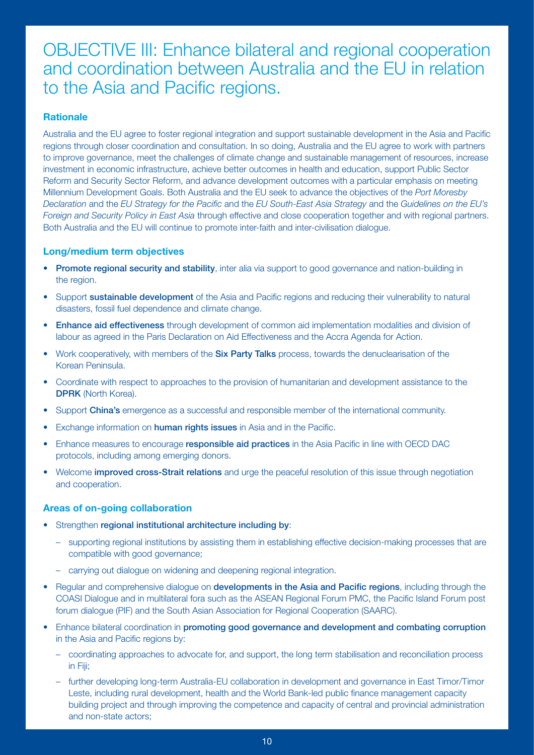# OBJECTIVE III: Enhance bilateral and regional cooperation and coordination between Australia and the EU in relation to the Asia and Pacific regions.

### Rationale

Australia and the EU agree to foster regional integration and support sustainable development in the Asia and Pacific regions through closer coordination and consultation. In so doing, Australia and the EU agree to work with partners to improve governance, meet the challenges of climate change and sustainable management of resources, increase investment in economic infrastructure, achieve better outcomes in health and education, support Public Sector Reform and Security Sector Reform, and advance development outcomes with a particular emphasis on meeting Millennium Development Goals. Both Australia and the EU seek to advance the objectives of the *Port Moresby Declaration* and the *EU Strategy for the Pacific* and the *EU South-East Asia Strategy* and the *Guidelines on the EU's Foreign and Security Policy in East Asia* through effective and close cooperation together and with regional partners. Both Australia and the EU will continue to promote inter-faith and inter-civilisation dialogue.

### Long/medium term objectives

- **Promote regional security and stability**, inter alia via support to good governance and nation-building in the region.
- Support **sustainable development** of the Asia and Pacific regions and reducing their vulnerability to natural disasters, fossil fuel dependence and climate change.
- **Enhance aid effectiveness** through development of common aid implementation modalities and division of labour as agreed in the Paris Declaration on Aid Effectiveness and the Accra Agenda for Action.
- Work cooperatively, with members of the **Six Party Talks** process, towards the denuclearisation of the Korean Peninsula.
- Coordinate with respect to approaches to the provision of humanitarian and development assistance to the **DPRK** (North Korea).
- Support **China's** emergence as a successful and responsible member of the international community.
- Exchange information on **human rights issues** in Asia and in the Pacific.
- Enhance measures to encourage **responsible aid practices** in the Asia Pacific in line with OECD DAC protocols, including among emerging donors.
- Welcome **improved cross-Strait relations** and urge the peaceful resolution of this issue through negotiation and cooperation.

### Areas of on-going collaboration

- Strengthen **regional institutional architecture including by**:
  - supporting regional institutions by assisting them in establishing effective decision-making processes that are compatible with good governance;
  - carrying out dialogue on widening and deepening regional integration.
- Regular and comprehensive dialogue on **developments in the Asia and Pacific regions**, including through the COASI Dialogue and in multilateral fora such as the ASEAN Regional Forum PMC, the Pacific Island Forum post forum dialogue (PIF) and the South Asian Association for Regional Cooperation (SAARC).
- Enhance bilateral coordination in **promoting good governance and development and combating corruption** in the Asia and Pacific regions by:
  - coordinating approaches to advocate for, and support, the long term stabilisation and reconciliation process in Fiji;
  - further developing long-term Australia-EU collaboration in development and governance in East Timor/Timor Leste, including rural development, health and the World Bank-led public finance management capacity building project and through improving the competence and capacity of central and provincial administration and non-state actors;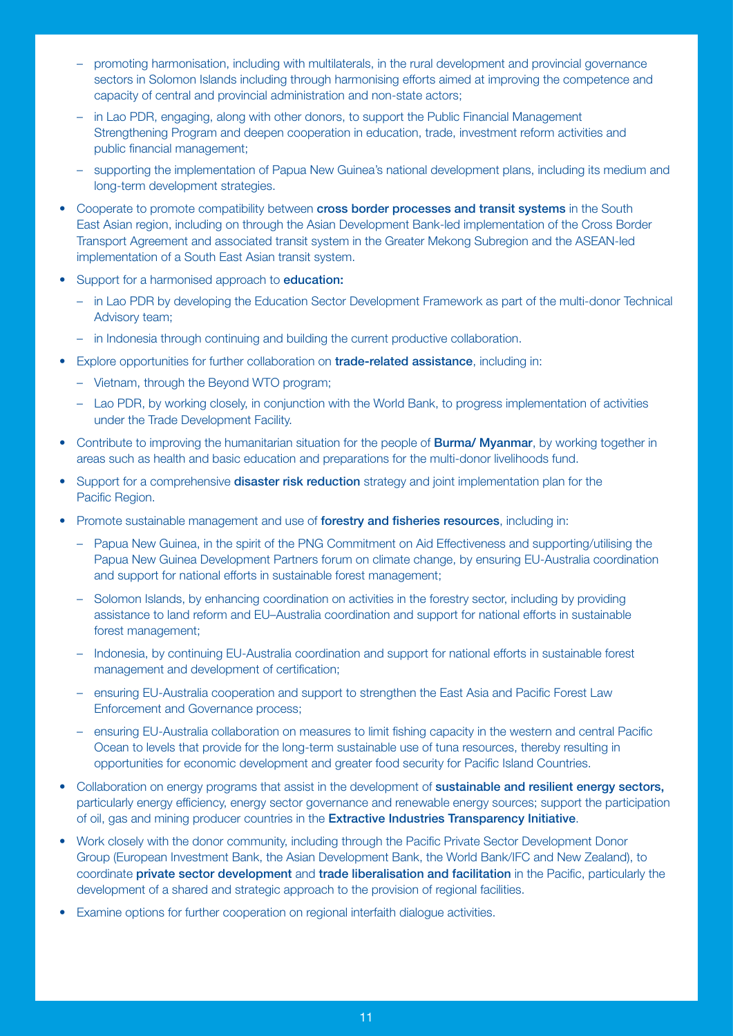- promoting harmonisation, including with multilaterals, in the rural development and provincial governance sectors in Solomon Islands including through harmonising efforts aimed at improving the competence and capacity of central and provincial administration and non-state actors;
- in Lao PDR, engaging, along with other donors, to support the Public Financial Management Strengthening Program and deepen cooperation in education, trade, investment reform activities and public financial management;
- supporting the implementation of Papua New Guinea's national development plans, including its medium and long-term development strategies.

- Cooperate to promote compatibility between **cross border processes and transit systems** in the South East Asian region, including on through the Asian Development Bank-led implementation of the Cross Border Transport Agreement and associated transit system in the Greater Mekong Subregion and the ASEAN-led implementation of a South East Asian transit system.
- Support for a harmonised approach to **education:**
  - in Lao PDR by developing the Education Sector Development Framework as part of the multi-donor Technical Advisory team;
  - in Indonesia through continuing and building the current productive collaboration.
- Explore opportunities for further collaboration on **trade-related assistance**, including in:
  - Vietnam, through the Beyond WTO program;
  - Lao PDR, by working closely, in conjunction with the World Bank, to progress implementation of activities under the Trade Development Facility.
- Contribute to improving the humanitarian situation for the people of **Burma/ Myanmar**, by working together in areas such as health and basic education and preparations for the multi-donor livelihoods fund.
- Support for a comprehensive **disaster risk reduction** strategy and joint implementation plan for the Pacific Region.
- Promote sustainable management and use of **forestry and fisheries resources**, including in:
  - Papua New Guinea, in the spirit of the PNG Commitment on Aid Effectiveness and supporting/utilising the Papua New Guinea Development Partners forum on climate change, by ensuring EU-Australia coordination and support for national efforts in sustainable forest management;
  - Solomon Islands, by enhancing coordination on activities in the forestry sector, including by providing assistance to land reform and EU–Australia coordination and support for national efforts in sustainable forest management;
  - Indonesia, by continuing EU-Australia coordination and support for national efforts in sustainable forest management and development of certification;
  - ensuring EU-Australia cooperation and support to strengthen the East Asia and Pacific Forest Law Enforcement and Governance process;
  - ensuring EU-Australia collaboration on measures to limit fishing capacity in the western and central Pacific Ocean to levels that provide for the long-term sustainable use of tuna resources, thereby resulting in opportunities for economic development and greater food security for Pacific Island Countries.
- Collaboration on energy programs that assist in the development of **sustainable and resilient energy sectors,** particularly energy efficiency, energy sector governance and renewable energy sources; support the participation of oil, gas and mining producer countries in the **Extractive Industries Transparency Initiative**.
- Work closely with the donor community, including through the Pacific Private Sector Development Donor Group (European Investment Bank, the Asian Development Bank, the World Bank/IFC and New Zealand), to coordinate **private sector development** and **trade liberalisation and facilitation** in the Pacific, particularly the development of a shared and strategic approach to the provision of regional facilities.
- Examine options for further cooperation on regional interfaith dialogue activities.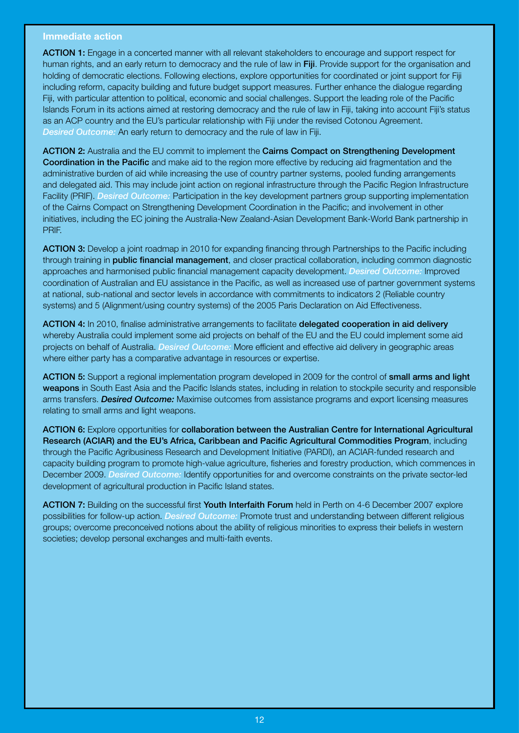### Immediate action

**ACTION 1:** Engage in a concerted manner with all relevant stakeholders to encourage and support respect for human rights, and an early return to democracy and the rule of law in **Fiji**. Provide support for the organisation and holding of democratic elections. Following elections, explore opportunities for coordinated or joint support for Fiji including reform, capacity building and future budget support measures. Further enhance the dialogue regarding Fiji, with particular attention to political, economic and social challenges. Support the leading role of the Pacific Islands Forum in its actions aimed at restoring democracy and the rule of law in Fiji, taking into account Fiji's status as an ACP country and the EU's particular relationship with Fiji under the revised Cotonou Agreement. *Desired Outcome:* An early return to democracy and the rule of law in Fiji.

**ACTION 2:** Australia and the EU commit to implement the **Cairns Compact on Strengthening Development Coordination in the Pacific** and make aid to the region more effective by reducing aid fragmentation and the administrative burden of aid while increasing the use of country partner systems, pooled funding arrangements and delegated aid. This may include joint action on regional infrastructure through the Pacific Region Infrastructure Facility (PRIF). *Desired Outcome:* Participation in the key development partners group supporting implementation of the Cairns Compact on Strengthening Development Coordination in the Pacific; and involvement in other initiatives, including the EC joining the Australia-New Zealand-Asian Development Bank-World Bank partnership in PRIF.

**ACTION 3:** Develop a joint roadmap in 2010 for expanding financing through Partnerships to the Pacific including through training in **public financial management**, and closer practical collaboration, including common diagnostic approaches and harmonised public financial management capacity development. *Desired Outcome:* Improved coordination of Australian and EU assistance in the Pacific, as well as increased use of partner government systems at national, sub-national and sector levels in accordance with commitments to indicators 2 (Reliable country systems) and 5 (Alignment/using country systems) of the 2005 Paris Declaration on Aid Effectiveness.

**ACTION 4:** In 2010, finalise administrative arrangements to facilitate **delegated cooperation in aid delivery** whereby Australia could implement some aid projects on behalf of the EU and the EU could implement some aid projects on behalf of Australia. *Desired Outcome:* More efficient and effective aid delivery in geographic areas where either party has a comparative advantage in resources or expertise.

**ACTION 5:** Support a regional implementation program developed in 2009 for the control of **small arms and light weapons** in South East Asia and the Pacific Islands states, including in relation to stockpile security and responsible arms transfers. ***Desired Outcome:*** Maximise outcomes from assistance programs and export licensing measures relating to small arms and light weapons.

**ACTION 6:** Explore opportunities for **collaboration between the Australian Centre for International Agricultural Research (ACIAR) and the EU's Africa, Caribbean and Pacific Agricultural Commodities Program**, including through the Pacific Agribusiness Research and Development Initiative (PARDI), an ACIAR-funded research and capacity building program to promote high-value agriculture, fisheries and forestry production, which commences in December 2009. *Desired Outcome:* Identify opportunities for and overcome constraints on the private sector-led development of agricultural production in Pacific Island states.

**ACTION 7:** Building on the successful first **Youth Interfaith Forum** held in Perth on 4-6 December 2007 explore possibilities for follow-up action. *Desired Outcome:* Promote trust and understanding between different religious groups; overcome preconceived notions about the ability of religious minorities to express their beliefs in western societies; develop personal exchanges and multi-faith events.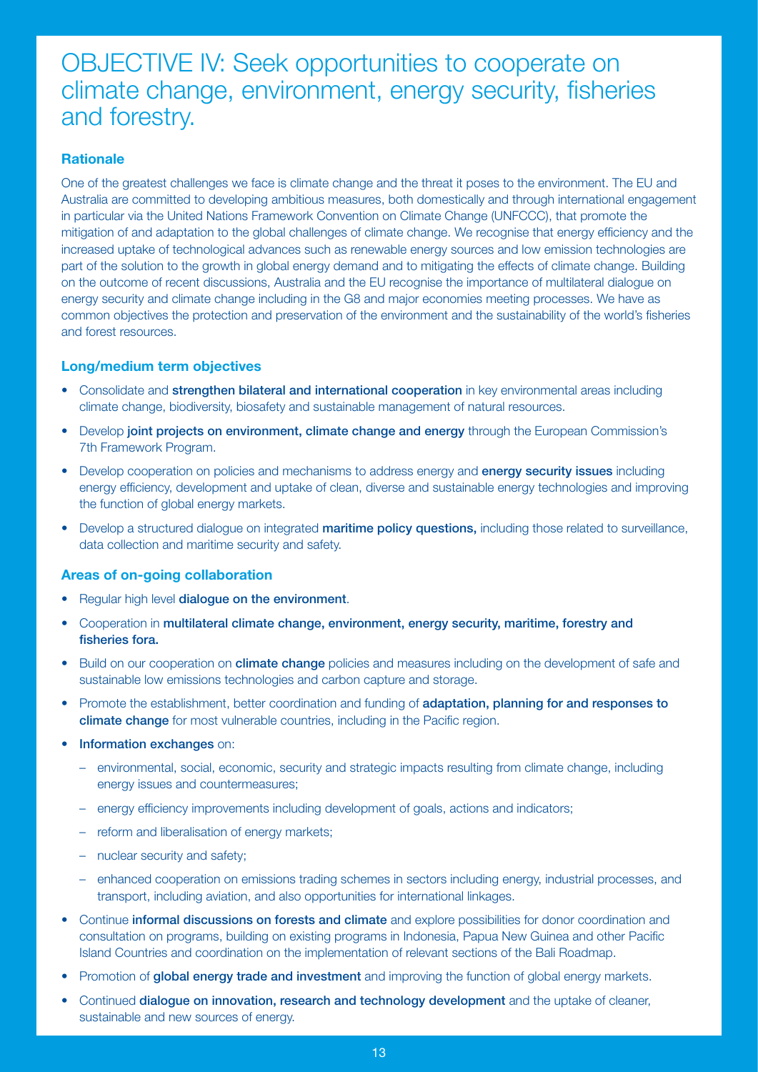# OBJECTIVE IV: Seek opportunities to cooperate on climate change, environment, energy security, fisheries and forestry.

### Rationale

One of the greatest challenges we face is climate change and the threat it poses to the environment. The EU and Australia are committed to developing ambitious measures, both domestically and through international engagement in particular via the United Nations Framework Convention on Climate Change (UNFCCC), that promote the mitigation of and adaptation to the global challenges of climate change. We recognise that energy efficiency and the increased uptake of technological advances such as renewable energy sources and low emission technologies are part of the solution to the growth in global energy demand and to mitigating the effects of climate change. Building on the outcome of recent discussions, Australia and the EU recognise the importance of multilateral dialogue on energy security and climate change including in the G8 and major economies meeting processes. We have as common objectives the protection and preservation of the environment and the sustainability of the world's fisheries and forest resources.

### Long/medium term objectives

- Consolidate and **strengthen bilateral and international cooperation** in key environmental areas including climate change, biodiversity, biosafety and sustainable management of natural resources.
- Develop **joint projects on environment, climate change and energy** through the European Commission's 7th Framework Program.
- Develop cooperation on policies and mechanisms to address energy and **energy security issues** including energy efficiency, development and uptake of clean, diverse and sustainable energy technologies and improving the function of global energy markets.
- Develop a structured dialogue on integrated **maritime policy questions,** including those related to surveillance, data collection and maritime security and safety.

### Areas of on-going collaboration

- Regular high level **dialogue on the environment**.
- Cooperation in **multilateral climate change, environment, energy security, maritime, forestry and fisheries fora.**
- Build on our cooperation on **climate change** policies and measures including on the development of safe and sustainable low emissions technologies and carbon capture and storage.
- Promote the establishment, better coordination and funding of **adaptation, planning for and responses to climate change** for most vulnerable countries, including in the Pacific region.
- **Information exchanges** on:
  - environmental, social, economic, security and strategic impacts resulting from climate change, including energy issues and countermeasures;
  - energy efficiency improvements including development of goals, actions and indicators;
  - reform and liberalisation of energy markets;
  - nuclear security and safety;
  - enhanced cooperation on emissions trading schemes in sectors including energy, industrial processes, and transport, including aviation, and also opportunities for international linkages.
- Continue **informal discussions on forests and climate** and explore possibilities for donor coordination and consultation on programs, building on existing programs in Indonesia, Papua New Guinea and other Pacific Island Countries and coordination on the implementation of relevant sections of the Bali Roadmap.
- Promotion of **global energy trade and investment** and improving the function of global energy markets.
- Continued **dialogue on innovation, research and technology development** and the uptake of cleaner, sustainable and new sources of energy.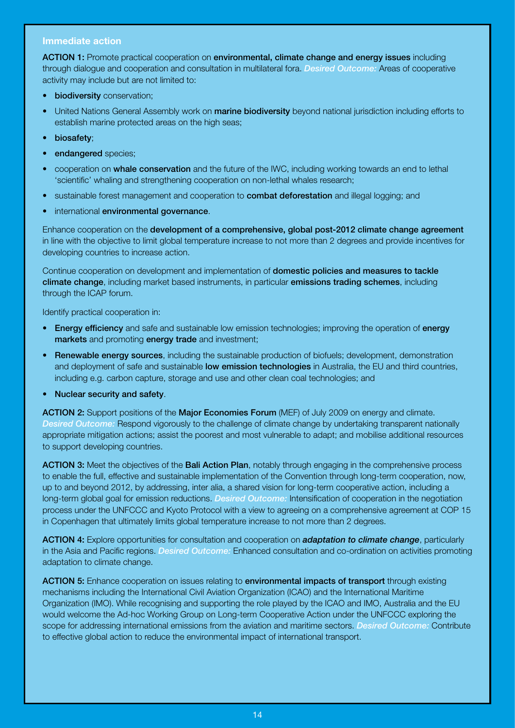## Immediate action

**ACTION 1:** Promote practical cooperation on **environmental, climate change and energy issues** including through dialogue and cooperation and consultation in multilateral fora. *Desired Outcome:* Areas of cooperative activity may include but are not limited to:

- **biodiversity** conservation;
- United Nations General Assembly work on **marine biodiversity** beyond national jurisdiction including efforts to establish marine protected areas on the high seas;
- **biosafety**;
- **endangered** species;
- cooperation on **whale conservation** and the future of the IWC, including working towards an end to lethal 'scientific' whaling and strengthening cooperation on non-lethal whales research;
- sustainable forest management and cooperation to **combat deforestation** and illegal logging; and
- international **environmental governance**.

Enhance cooperation on the **development of a comprehensive, global post-2012 climate change agreement** in line with the objective to limit global temperature increase to not more than 2 degrees and provide incentives for developing countries to increase action.

Continue cooperation on development and implementation of **domestic policies and measures to tackle climate change**, including market based instruments, in particular **emissions trading schemes**, including through the ICAP forum.

Identify practical cooperation in:

- **Energy efficiency** and safe and sustainable low emission technologies; improving the operation of **energy markets** and promoting **energy trade** and investment;
- **Renewable energy sources**, including the sustainable production of biofuels; development, demonstration and deployment of safe and sustainable **low emission technologies** in Australia, the EU and third countries, including e.g. carbon capture, storage and use and other clean coal technologies; and
- **Nuclear security and safety**.

**ACTION 2:** Support positions of the **Major Economies Forum** (MEF) of July 2009 on energy and climate. *Desired Outcome:* Respond vigorously to the challenge of climate change by undertaking transparent nationally appropriate mitigation actions; assist the poorest and most vulnerable to adapt; and mobilise additional resources to support developing countries.

**ACTION 3:** Meet the objectives of the **Bali Action Plan**, notably through engaging in the comprehensive process to enable the full, effective and sustainable implementation of the Convention through long-term cooperation, now, up to and beyond 2012, by addressing, inter alia, a shared vision for long-term cooperative action, including a long-term global goal for emission reductions. *Desired Outcome:* Intensification of cooperation in the negotiation process under the UNFCCC and Kyoto Protocol with a view to agreeing on a comprehensive agreement at COP 15 in Copenhagen that ultimately limits global temperature increase to not more than 2 degrees.

**ACTION 4:** Explore opportunities for consultation and cooperation on ***adaptation to climate change***, particularly in the Asia and Pacific regions. *Desired Outcome:* Enhanced consultation and co-ordination on activities promoting adaptation to climate change.

**ACTION 5:** Enhance cooperation on issues relating to **environmental impacts of transport** through existing mechanisms including the International Civil Aviation Organization (ICAO) and the International Maritime Organization (IMO). While recognising and supporting the role played by the ICAO and IMO, Australia and the EU would welcome the Ad-hoc Working Group on Long-term Cooperative Action under the UNFCCC exploring the scope for addressing international emissions from the aviation and maritime sectors. *Desired Outcome:* Contribute to effective global action to reduce the environmental impact of international transport.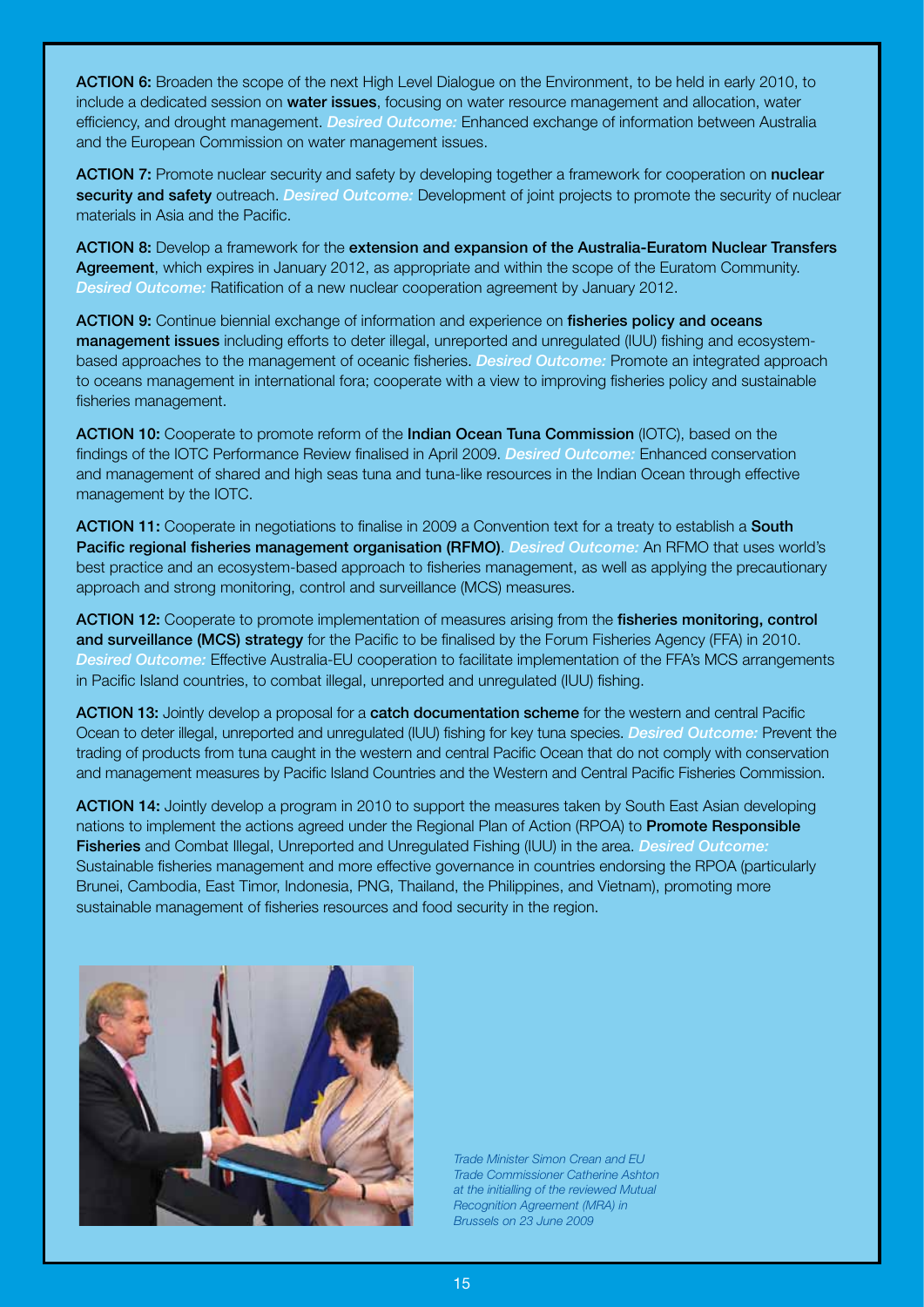**ACTION 6:** Broaden the scope of the next High Level Dialogue on the Environment, to be held in early 2010, to include a dedicated session on **water issues**, focusing on water resource management and allocation, water efficiency, and drought management. *Desired Outcome:* Enhanced exchange of information between Australia and the European Commission on water management issues.

**ACTION 7:** Promote nuclear security and safety by developing together a framework for cooperation on **nuclear security and safety** outreach. *Desired Outcome:* Development of joint projects to promote the security of nuclear materials in Asia and the Pacific.

**ACTION 8:** Develop a framework for the **extension and expansion of the Australia-Euratom Nuclear Transfers Agreement**, which expires in January 2012, as appropriate and within the scope of the Euratom Community. *Desired Outcome:* Ratification of a new nuclear cooperation agreement by January 2012.

**ACTION 9:** Continue biennial exchange of information and experience on **fisheries policy and oceans management issues** including efforts to deter illegal, unreported and unregulated (IUU) fishing and ecosystem-based approaches to the management of oceanic fisheries. *Desired Outcome:* Promote an integrated approach to oceans management in international fora; cooperate with a view to improving fisheries policy and sustainable fisheries management.

**ACTION 10:** Cooperate to promote reform of the **Indian Ocean Tuna Commission** (IOTC), based on the findings of the IOTC Performance Review finalised in April 2009. *Desired Outcome:* Enhanced conservation and management of shared and high seas tuna and tuna-like resources in the Indian Ocean through effective management by the IOTC.

**ACTION 11:** Cooperate in negotiations to finalise in 2009 a Convention text for a treaty to establish a **South Pacific regional fisheries management organisation (RFMO)**. *Desired Outcome:* An RFMO that uses world's best practice and an ecosystem-based approach to fisheries management, as well as applying the precautionary approach and strong monitoring, control and surveillance (MCS) measures.

**ACTION 12:** Cooperate to promote implementation of measures arising from the **fisheries monitoring, control and surveillance (MCS) strategy** for the Pacific to be finalised by the Forum Fisheries Agency (FFA) in 2010. *Desired Outcome:* Effective Australia-EU cooperation to facilitate implementation of the FFA's MCS arrangements in Pacific Island countries, to combat illegal, unreported and unregulated (IUU) fishing.

**ACTION 13:** Jointly develop a proposal for a **catch documentation scheme** for the western and central Pacific Ocean to deter illegal, unreported and unregulated (IUU) fishing for key tuna species. *Desired Outcome:* Prevent the trading of products from tuna caught in the western and central Pacific Ocean that do not comply with conservation and management measures by Pacific Island Countries and the Western and Central Pacific Fisheries Commission.

**ACTION 14:** Jointly develop a program in 2010 to support the measures taken by South East Asian developing nations to implement the actions agreed under the Regional Plan of Action (RPOA) to **Promote Responsible Fisheries** and Combat Illegal, Unreported and Unregulated Fishing (IUU) in the area. *Desired Outcome:* Sustainable fisheries management and more effective governance in countries endorsing the RPOA (particularly Brunei, Cambodia, East Timor, Indonesia, PNG, Thailand, the Philippines, and Vietnam), promoting more sustainable management of fisheries resources and food security in the region.

*Trade Minister Simon Crean and EU Trade Commissioner Catherine Ashton at the initialling of the reviewed Mutual Recognition Agreement (MRA) in Brussels on 23 June 2009*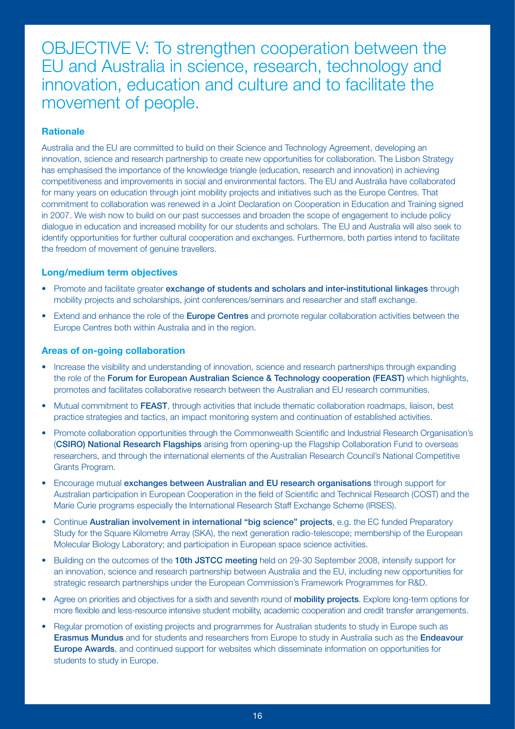# OBJECTIVE V: To strengthen cooperation between the EU and Australia in science, research, technology and innovation, education and culture and to facilitate the movement of people.

### Rationale

Australia and the EU are committed to build on their Science and Technology Agreement, developing an innovation, science and research partnership to create new opportunities for collaboration. The Lisbon Strategy has emphasised the importance of the knowledge triangle (education, research and innovation) in achieving competitiveness and improvements in social and environmental factors. The EU and Australia have collaborated for many years on education through joint mobility projects and initiatives such as the Europe Centres. That commitment to collaboration was renewed in a Joint Declaration on Cooperation in Education and Training signed in 2007. We wish now to build on our past successes and broaden the scope of engagement to include policy dialogue in education and increased mobility for our students and scholars. The EU and Australia will also seek to identify opportunities for further cultural cooperation and exchanges. Furthermore, both parties intend to facilitate the freedom of movement of genuine travellers.

### Long/medium term objectives

- Promote and facilitate greater **exchange of students and scholars and inter-institutional linkages** through mobility projects and scholarships, joint conferences/seminars and researcher and staff exchange.
- Extend and enhance the role of the **Europe Centres** and promote regular collaboration activities between the Europe Centres both within Australia and in the region.

### Areas of on-going collaboration

- Increase the visibility and understanding of innovation, science and research partnerships through expanding the role of the **Forum for European Australian Science & Technology cooperation (FEAST)** which highlights, promotes and facilitates collaborative research between the Australian and EU research communities.
- Mutual commitment to **FEAST**, through activities that include thematic collaboration roadmaps, liaison, best practice strategies and tactics, an impact monitoring system and continuation of established activities.
- Promote collaboration opportunities through the Commonwealth Scientific and Industrial Research Organisation's (**CSIRO) National Research Flagships** arising from opening-up the Flagship Collaboration Fund to overseas researchers, and through the international elements of the Australian Research Council's National Competitive Grants Program.
- Encourage mutual **exchanges between Australian and EU research organisations** through support for Australian participation in European Cooperation in the field of Scientific and Technical Research (COST) and the Marie Curie programs especially the International Research Staff Exchange Scheme (IRSES).
- Continue **Australian involvement in international "big science" projects**, e.g. the EC funded Preparatory Study for the Square Kilometre Array (SKA), the next generation radio-telescope; membership of the European Molecular Biology Laboratory; and participation in European space science activities.
- Building on the outcomes of the **10th JSTCC meeting** held on 29-30 September 2008, intensify support for an innovation, science and research partnership between Australia and the EU, including new opportunities for strategic research partnerships under the European Commission's Framework Programmes for R&D.
- Agree on priorities and objectives for a sixth and seventh round of **mobility projects**. Explore long-term options for more flexible and less-resource intensive student mobility, academic cooperation and credit transfer arrangements.
- Regular promotion of existing projects and programmes for Australian students to study in Europe such as **Erasmus Mundus** and for students and researchers from Europe to study in Australia such as the **Endeavour Europe Awards**, and continued support for websites which disseminate information on opportunities for students to study in Europe.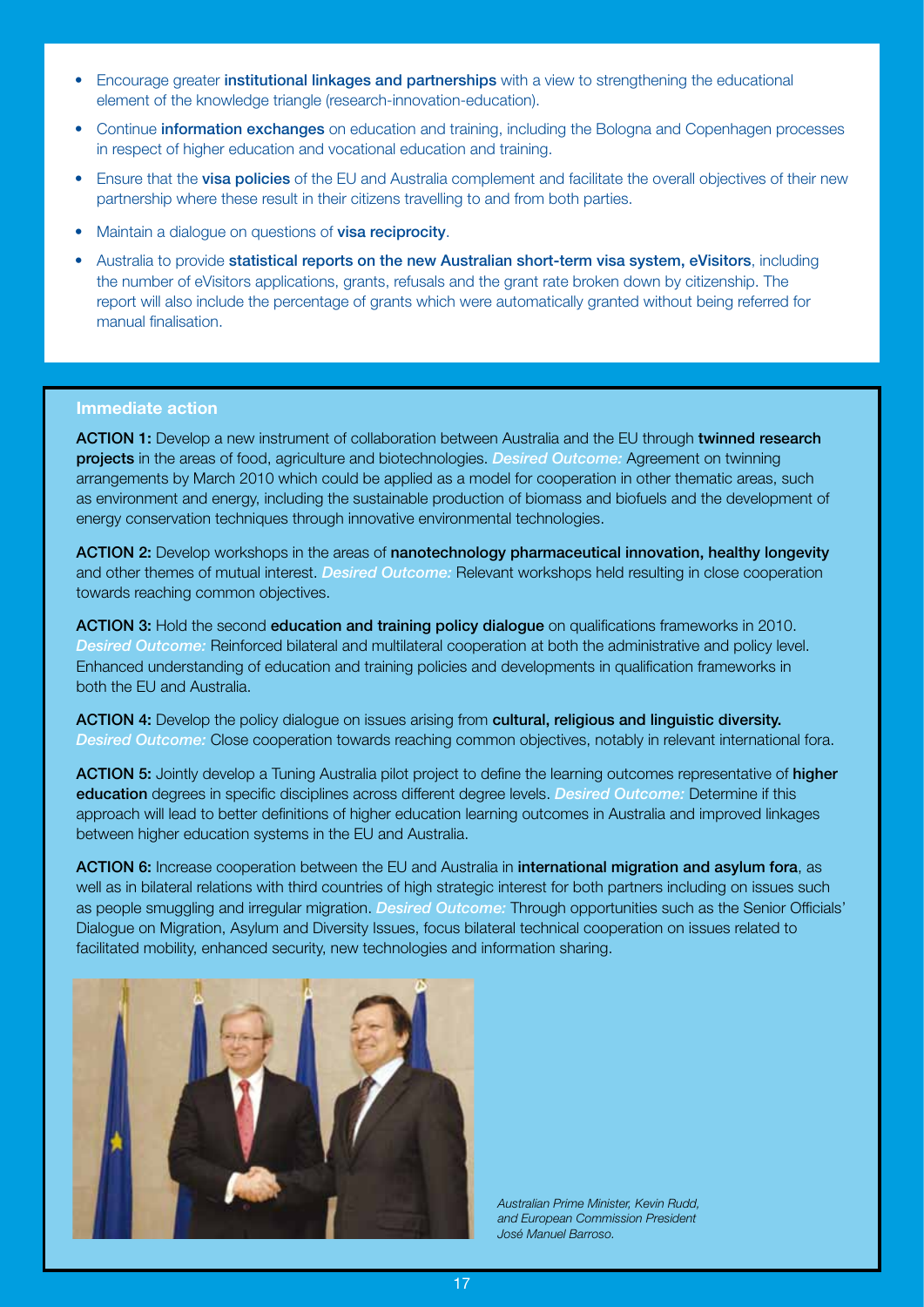- Encourage greater **institutional linkages and partnerships** with a view to strengthening the educational element of the knowledge triangle (research-innovation-education).
- Continue **information exchanges** on education and training, including the Bologna and Copenhagen processes in respect of higher education and vocational education and training.
- Ensure that the **visa policies** of the EU and Australia complement and facilitate the overall objectives of their new partnership where these result in their citizens travelling to and from both parties.
- Maintain a dialogue on questions of **visa reciprocity**.
- Australia to provide **statistical reports on the new Australian short-term visa system, eVisitors**, including the number of eVisitors applications, grants, refusals and the grant rate broken down by citizenship. The report will also include the percentage of grants which were automatically granted without being referred for manual finalisation.

### Immediate action

**ACTION 1:** Develop a new instrument of collaboration between Australia and the EU through **twinned research projects** in the areas of food, agriculture and biotechnologies. *Desired Outcome:* Agreement on twinning arrangements by March 2010 which could be applied as a model for cooperation in other thematic areas, such as environment and energy, including the sustainable production of biomass and biofuels and the development of energy conservation techniques through innovative environmental technologies.

**ACTION 2:** Develop workshops in the areas of **nanotechnology pharmaceutical innovation, healthy longevity** and other themes of mutual interest. *Desired Outcome:* Relevant workshops held resulting in close cooperation towards reaching common objectives.

**ACTION 3:** Hold the second **education and training policy dialogue** on qualifications frameworks in 2010. *Desired Outcome:* Reinforced bilateral and multilateral cooperation at both the administrative and policy level. Enhanced understanding of education and training policies and developments in qualification frameworks in both the EU and Australia.

**ACTION 4:** Develop the policy dialogue on issues arising from **cultural, religious and linguistic diversity.** *Desired Outcome:* Close cooperation towards reaching common objectives, notably in relevant international fora.

**ACTION 5:** Jointly develop a Tuning Australia pilot project to define the learning outcomes representative of **higher education** degrees in specific disciplines across different degree levels. *Desired Outcome:* Determine if this approach will lead to better definitions of higher education learning outcomes in Australia and improved linkages between higher education systems in the EU and Australia.

**ACTION 6:** Increase cooperation between the EU and Australia in **international migration and asylum fora**, as well as in bilateral relations with third countries of high strategic interest for both partners including on issues such as people smuggling and irregular migration. *Desired Outcome:* Through opportunities such as the Senior Officials' Dialogue on Migration, Asylum and Diversity Issues, focus bilateral technical cooperation on issues related to facilitated mobility, enhanced security, new technologies and information sharing.

*Australian Prime Minister, Kevin Rudd, and European Commission President José Manuel Barroso.*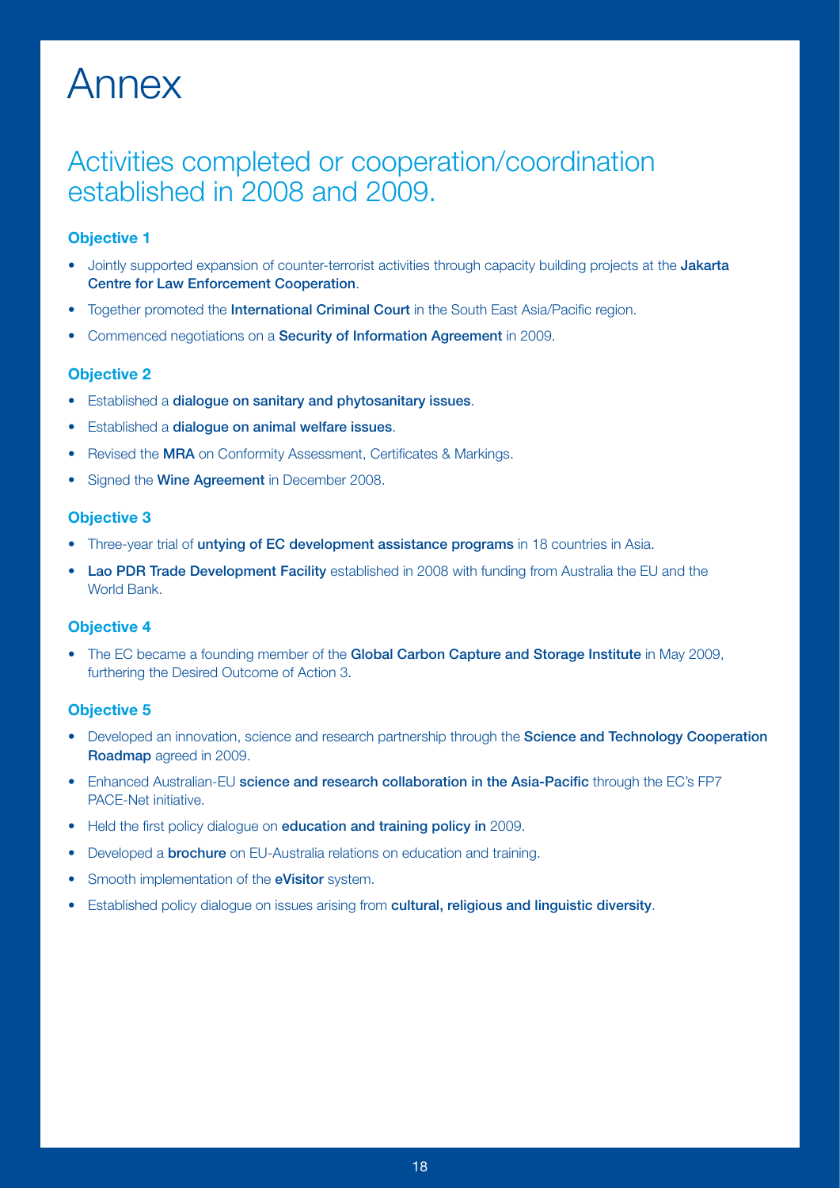# Annex

## Activities completed or cooperation/coordination established in 2008 and 2009.

### Objective 1

- Jointly supported expansion of counter-terrorist activities through capacity building projects at the **Jakarta Centre for Law Enforcement Cooperation**.
- Together promoted the **International Criminal Court** in the South East Asia/Pacific region.
- Commenced negotiations on a **Security of Information Agreement** in 2009.

### Objective 2

- Established a **dialogue on sanitary and phytosanitary issues**.
- Established a **dialogue on animal welfare issues**.
- Revised the **MRA** on Conformity Assessment, Certificates & Markings.
- Signed the **Wine Agreement** in December 2008.

### Objective 3

- Three-year trial of **untying of EC development assistance programs** in 18 countries in Asia.
- **Lao PDR Trade Development Facility** established in 2008 with funding from Australia the EU and the World Bank.

### Objective 4

- The EC became a founding member of the **Global Carbon Capture and Storage Institute** in May 2009, furthering the Desired Outcome of Action 3.

### Objective 5

- Developed an innovation, science and research partnership through the **Science and Technology Cooperation Roadmap** agreed in 2009.
- Enhanced Australian-EU **science and research collaboration in the Asia-Pacific** through the EC's FP7 PACE-Net initiative.
- Held the first policy dialogue on **education and training policy in** 2009.
- Developed a **brochure** on EU-Australia relations on education and training.
- Smooth implementation of the **eVisitor** system.
- Established policy dialogue on issues arising from **cultural, religious and linguistic diversity**.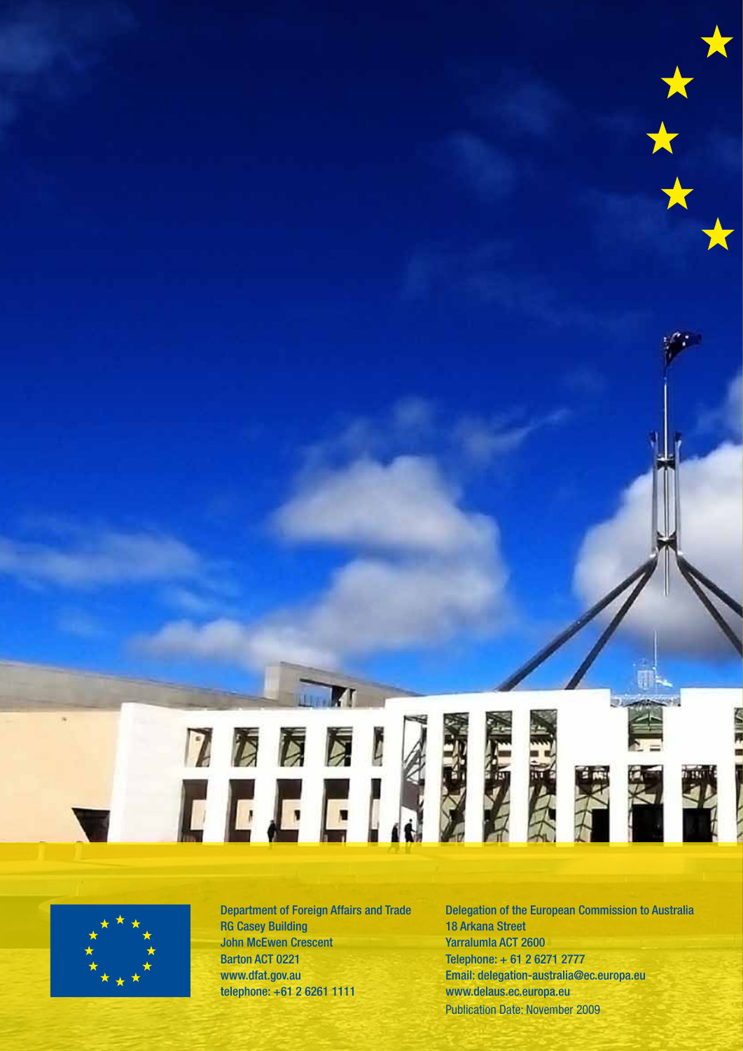Department of Foreign Affairs and Trade
RG Casey Building
John McEwen Crescent
Barton ACT 0221
www.dfat.gov.au
telephone: +61 2 6261 1111

Delegation of the European Commission to Australia
18 Arkana Street
Yarralumla ACT 2600
Telephone: + 61 2 6271 2777
Email: delegation-australia@ec.europa.eu
www.delaus.ec.europa.eu
Publication Date: November 2009